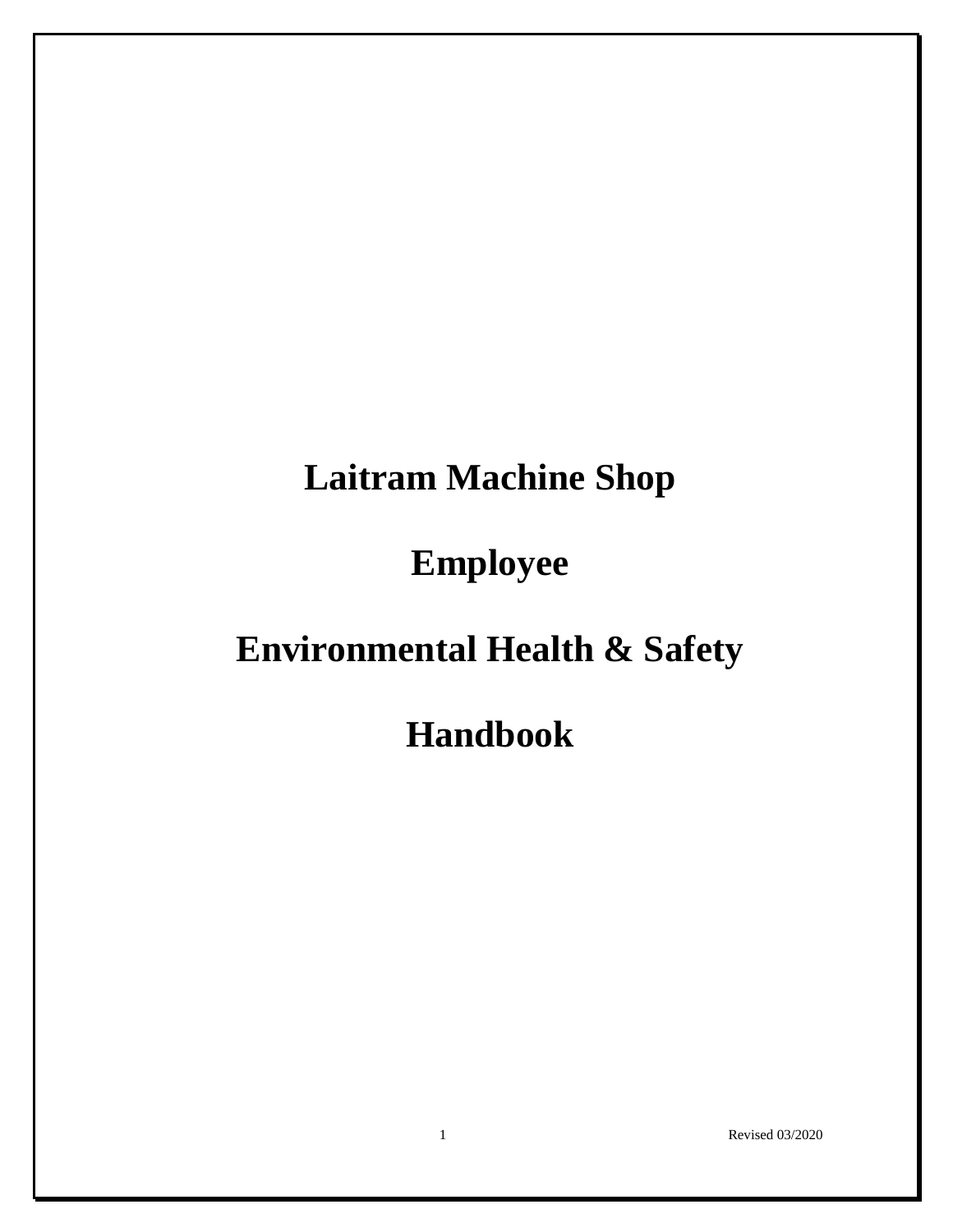# Laitram Machine Shop

# Employee

# Environmental Health & Safety

# Handbook

Revised 03/2020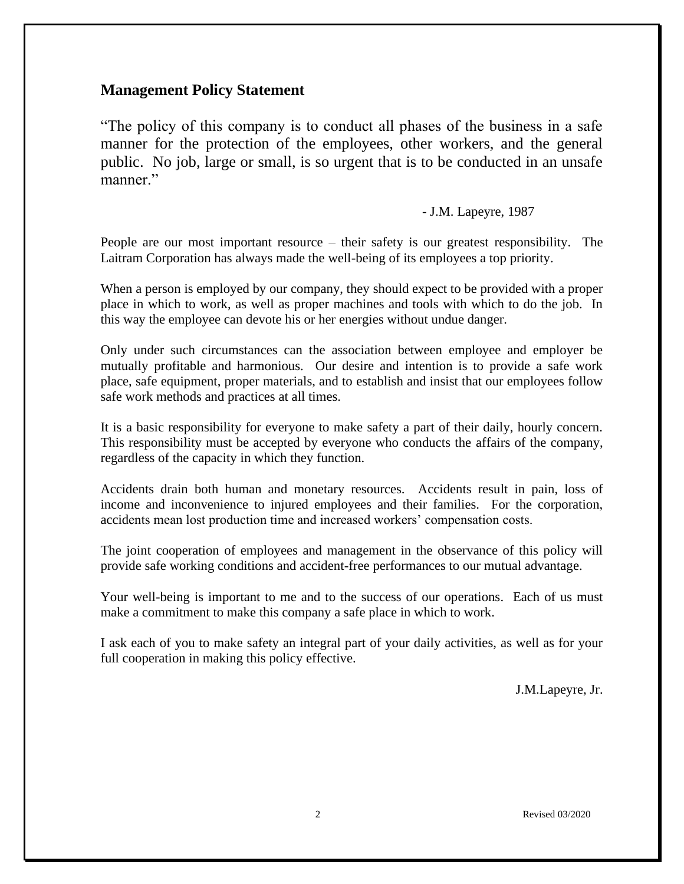## Management Policy Statement

"The policy of this company is to conduct all phases of the business in a safe manner for the protection of the employees, other workers, and the general public. No job, large or small, is so urgent that is to be conducted in an unsafe manner."

- J.M. Lapeyre, 1987

People are our most important resource – their safety is our greatest responsibility. The Laitram Corporation has always made the well-being of its employees a top priority.

When a person is employed by our company, they should expect to be provided with a proper place in which to work, as well as proper machines and tools with which to do the job. In this way the employee can devote his or her energies without undue danger.

Only under such circumstances can the association between employee and employer be mutually profitable and harmonious. Our desire and intention is to provide a safe work place, safe equipment, proper materials, and to establish and insist that our employees follow safe work methods and practices at all times.

It is a basic responsibility for everyone to make safety a part of their daily, hourly concern. This responsibility must be accepted by everyone who conducts the affairs of the company, regardless of the capacity in which they function.

Accidents drain both human and monetary resources. Accidents result in pain, loss of income and inconvenience to injured employees and their families. For the corporation, accidents mean lost production time and increased workers' compensation costs.

The joint cooperation of employees and management in the observance of this policy will provide safe working conditions and accident-free performances to our mutual advantage.

Your well-being is important to me and to the success of our operations. Each of us must make a commitment to make this company a safe place in which to work.

I ask each of you to make safety an integral part of your daily activities, as well as for your full cooperation in making this policy effective.

J.M.Lapeyre, Jr.

Revised 03/2020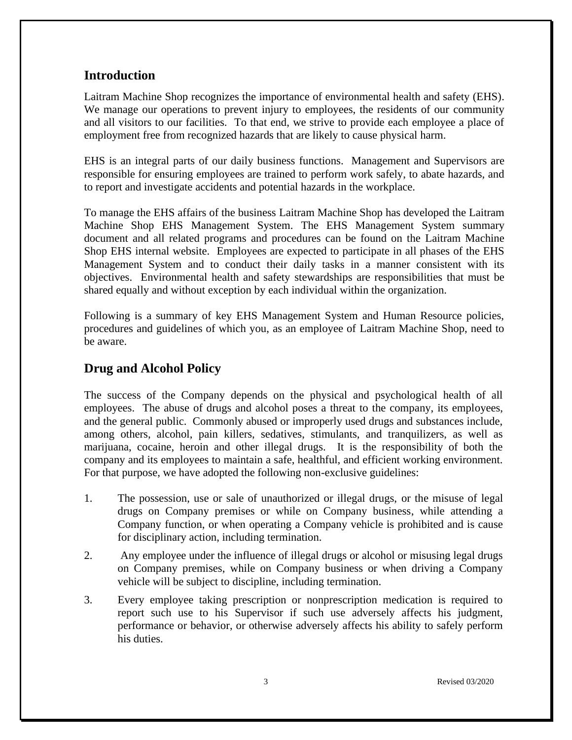## Introduction

Laitram Machine Shop recognizes the importance of environmental health and safety (EHS). We manage our operations to prevent injury to employees, the residents of our community and all visitors to our facilities. To that end, we strive to provide each employee a place of employment free from recognized hazards that are likely to cause physical harm.

EHS is an integral parts of our daily business functions. Management and Supervisors are responsible for ensuring employees are trained to perform work safely, to abate hazards, and to report and investigate accidents and potential hazards in the workplace.

To manage the EHS affairs of the business Laitram Machine Shop has developed the Laitram Machine Shop EHS Management System. The EHS Management System summary document and all related programs and procedures can be found on the Laitram Machine Shop EHS internal website. Employees are expected to participate in all phases of the EHS Management System and to conduct their daily tasks in a manner consistent with its objectives. Environmental health and safety stewardships are responsibilities that must be shared equally and without exception by each individual within the organization.

Following is a summary of key EHS Management System and Human Resource policies, procedures and guidelines of which you, as an employee of Laitram Machine Shop, need to be aware.

## Drug and Alcohol Policy

The success of the Company depends on the physical and psychological health of all employees. The abuse of drugs and alcohol poses a threat to the company, its employees, and the general public. Commonly abused or improperly used drugs and substances include, among others, alcohol, pain killers, sedatives, stimulants, and tranquilizers, as well as marijuana, cocaine, heroin and other illegal drugs. It is the responsibility of both the company and its employees to maintain a safe, healthful, and efficient working environment. For that purpose, we have adopted the following non-exclusive guidelines:

1. The possession, use or sale of unauthorized or illegal drugs, or the misuse of legal drugs on Company premises or while on Company business, while attending a Company function, or when operating a Company vehicle is prohibited and is cause for disciplinary action, including termination.
2. Any employee under the influence of illegal drugs or alcohol or misusing legal drugs on Company premises, while on Company business or when driving a Company vehicle will be subject to discipline, including termination.
3. Every employee taking prescription or nonprescription medication is required to report such use to his Supervisor if such use adversely affects his judgment, performance or behavior, or otherwise adversely affects his ability to safely perform his duties.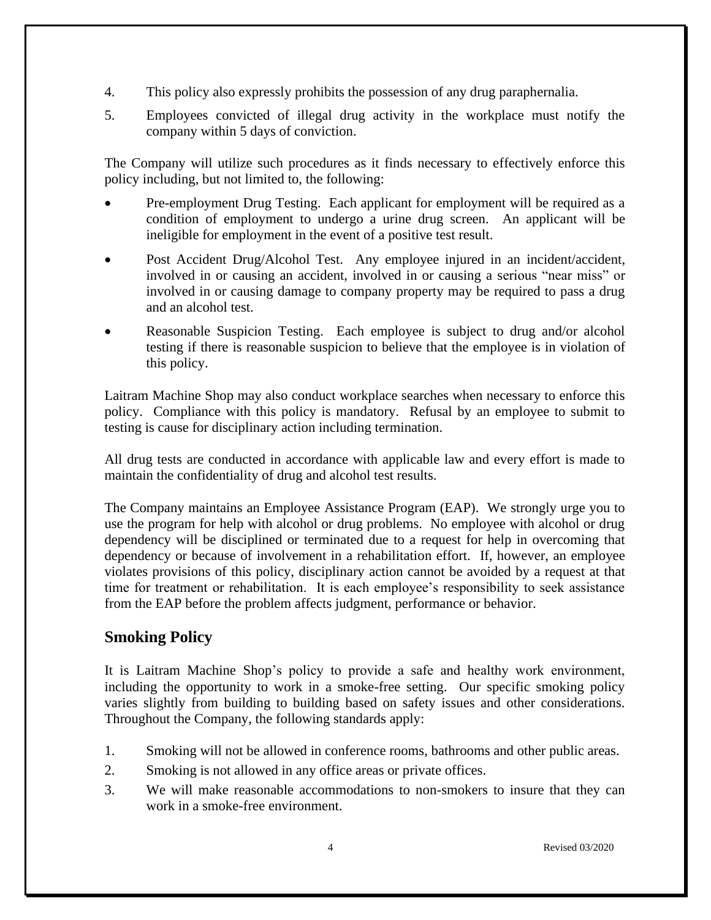4. This policy also expressly prohibits the possession of any drug paraphernalia.
5. Employees convicted of illegal drug activity in the workplace must notify the company within 5 days of conviction.

The Company will utilize such procedures as it finds necessary to effectively enforce this policy including, but not limited to, the following:

- Pre-employment Drug Testing. Each applicant for employment will be required as a condition of employment to undergo a urine drug screen. An applicant will be ineligible for employment in the event of a positive test result.
- Post Accident Drug/Alcohol Test. Any employee injured in an incident/accident, involved in or causing an accident, involved in or causing a serious "near miss" or involved in or causing damage to company property may be required to pass a drug and an alcohol test.
- Reasonable Suspicion Testing. Each employee is subject to drug and/or alcohol testing if there is reasonable suspicion to believe that the employee is in violation of this policy.

Laitram Machine Shop may also conduct workplace searches when necessary to enforce this policy. Compliance with this policy is mandatory. Refusal by an employee to submit to testing is cause for disciplinary action including termination.

All drug tests are conducted in accordance with applicable law and every effort is made to maintain the confidentiality of drug and alcohol test results.

The Company maintains an Employee Assistance Program (EAP). We strongly urge you to use the program for help with alcohol or drug problems. No employee with alcohol or drug dependency will be disciplined or terminated due to a request for help in overcoming that dependency or because of involvement in a rehabilitation effort. If, however, an employee violates provisions of this policy, disciplinary action cannot be avoided by a request at that time for treatment or rehabilitation. It is each employee's responsibility to seek assistance from the EAP before the problem affects judgment, performance or behavior.

## Smoking Policy

It is Laitram Machine Shop's policy to provide a safe and healthy work environment, including the opportunity to work in a smoke-free setting. Our specific smoking policy varies slightly from building to building based on safety issues and other considerations. Throughout the Company, the following standards apply:

1. Smoking will not be allowed in conference rooms, bathrooms and other public areas.
2. Smoking is not allowed in any office areas or private offices.
3. We will make reasonable accommodations to non-smokers to insure that they can work in a smoke-free environment.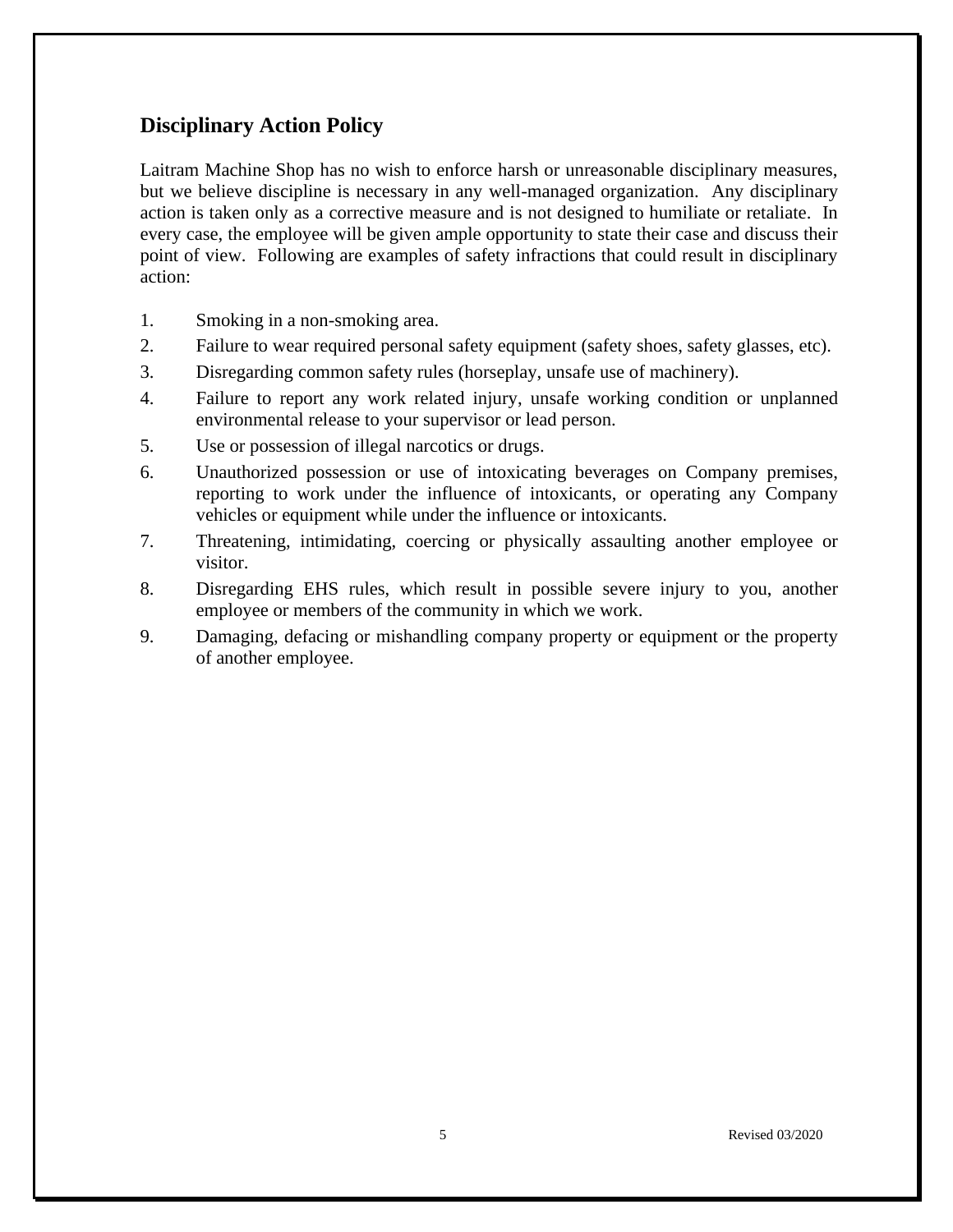## Disciplinary Action Policy

Laitram Machine Shop has no wish to enforce harsh or unreasonable disciplinary measures, but we believe discipline is necessary in any well-managed organization. Any disciplinary action is taken only as a corrective measure and is not designed to humiliate or retaliate. In every case, the employee will be given ample opportunity to state their case and discuss their point of view. Following are examples of safety infractions that could result in disciplinary action:

1. Smoking in a non-smoking area.
2. Failure to wear required personal safety equipment (safety shoes, safety glasses, etc).
3. Disregarding common safety rules (horseplay, unsafe use of machinery).
4. Failure to report any work related injury, unsafe working condition or unplanned environmental release to your supervisor or lead person.
5. Use or possession of illegal narcotics or drugs.
6. Unauthorized possession or use of intoxicating beverages on Company premises, reporting to work under the influence of intoxicants, or operating any Company vehicles or equipment while under the influence or intoxicants.
7. Threatening, intimidating, coercing or physically assaulting another employee or visitor.
8. Disregarding EHS rules, which result in possible severe injury to you, another employee or members of the community in which we work.
9. Damaging, defacing or mishandling company property or equipment or the property of another employee.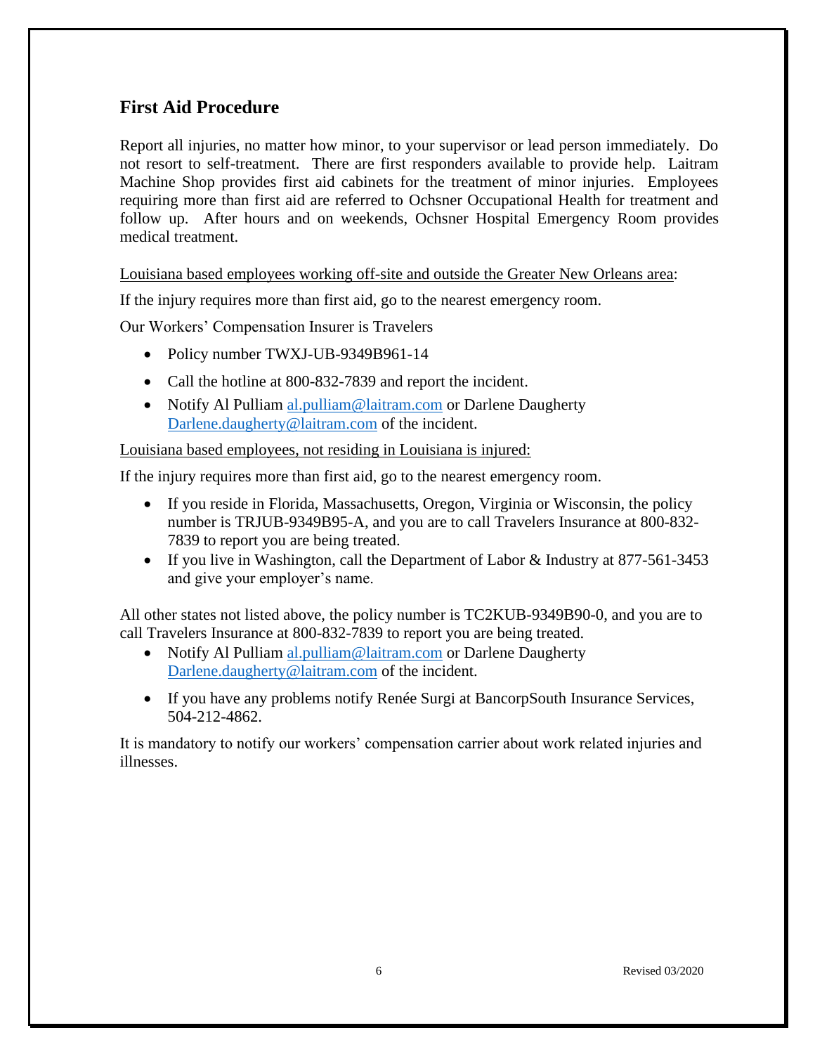## First Aid Procedure

Report all injuries, no matter how minor, to your supervisor or lead person immediately. Do not resort to self-treatment. There are first responders available to provide help. Laitram Machine Shop provides first aid cabinets for the treatment of minor injuries. Employees requiring more than first aid are referred to Ochsner Occupational Health for treatment and follow up. After hours and on weekends, Ochsner Hospital Emergency Room provides medical treatment.

<u>Louisiana based employees working off-site and outside the Greater New Orleans area</u>:

If the injury requires more than first aid, go to the nearest emergency room.

Our Workers' Compensation Insurer is Travelers

- Policy number TWXJ-UB-9349B961-14
- Call the hotline at 800-832-7839 and report the incident.
- Notify Al Pulliam al.pulliam@laitram.com or Darlene Daugherty Darlene.daugherty@laitram.com of the incident.

<u>Louisiana based employees, not residing in Louisiana is injured:</u>

If the injury requires more than first aid, go to the nearest emergency room.

- If you reside in Florida, Massachusetts, Oregon, Virginia or Wisconsin, the policy number is TRJUB-9349B95-A, and you are to call Travelers Insurance at 800-832-7839 to report you are being treated.
- If you live in Washington, call the Department of Labor & Industry at 877-561-3453 and give your employer's name.

All other states not listed above, the policy number is TC2KUB-9349B90-0, and you are to call Travelers Insurance at 800-832-7839 to report you are being treated.

- Notify Al Pulliam al.pulliam@laitram.com or Darlene Daugherty Darlene.daugherty@laitram.com of the incident.
- If you have any problems notify Renée Surgi at BancorpSouth Insurance Services, 504-212-4862.

It is mandatory to notify our workers' compensation carrier about work related injuries and illnesses.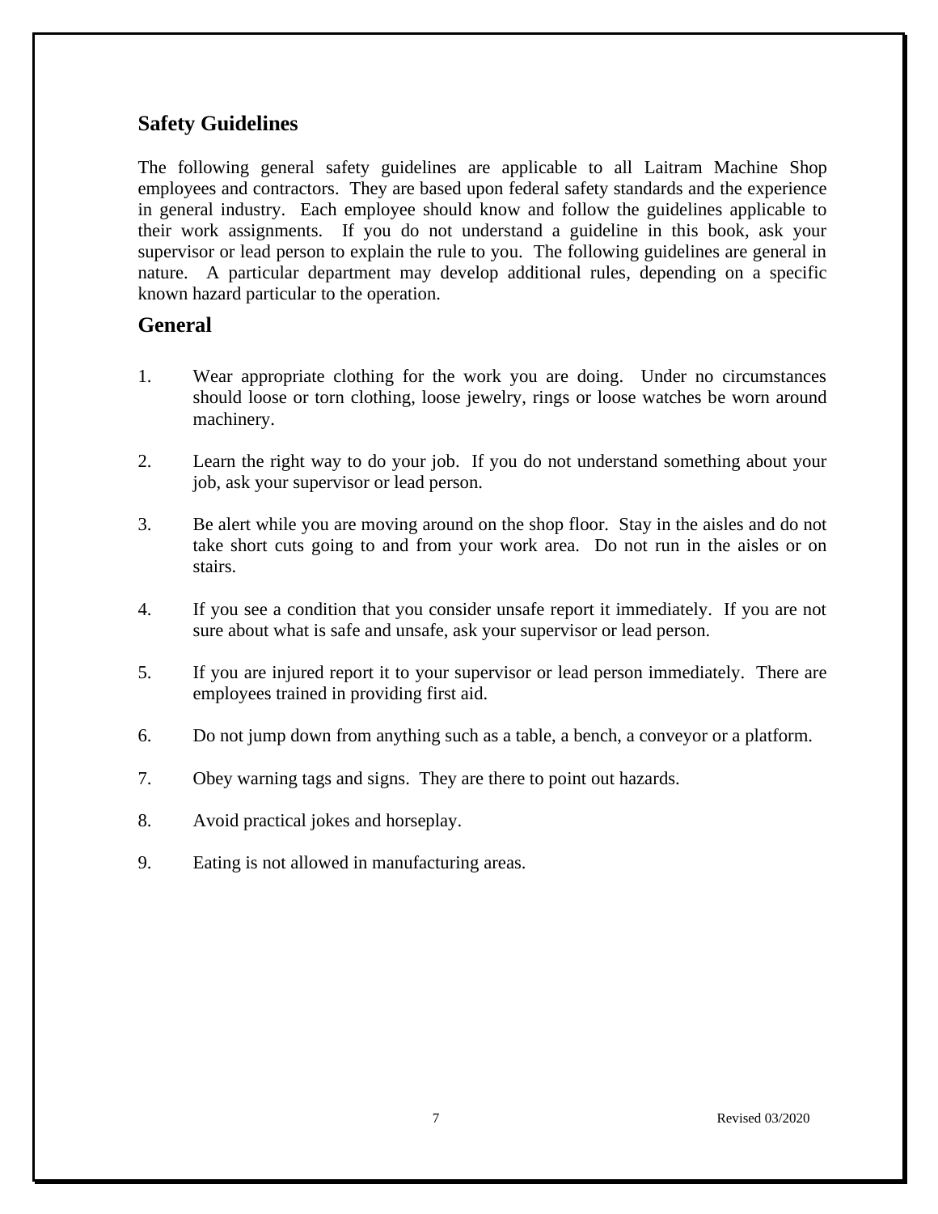## Safety Guidelines

The following general safety guidelines are applicable to all Laitram Machine Shop employees and contractors. They are based upon federal safety standards and the experience in general industry. Each employee should know and follow the guidelines applicable to their work assignments. If you do not understand a guideline in this book, ask your supervisor or lead person to explain the rule to you. The following guidelines are general in nature. A particular department may develop additional rules, depending on a specific known hazard particular to the operation.

## General

1. Wear appropriate clothing for the work you are doing. Under no circumstances should loose or torn clothing, loose jewelry, rings or loose watches be worn around machinery.

2. Learn the right way to do your job. If you do not understand something about your job, ask your supervisor or lead person.

3. Be alert while you are moving around on the shop floor. Stay in the aisles and do not take short cuts going to and from your work area. Do not run in the aisles or on stairs.

4. If you see a condition that you consider unsafe report it immediately. If you are not sure about what is safe and unsafe, ask your supervisor or lead person.

5. If you are injured report it to your supervisor or lead person immediately. There are employees trained in providing first aid.

6. Do not jump down from anything such as a table, a bench, a conveyor or a platform.

7. Obey warning tags and signs. They are there to point out hazards.

8. Avoid practical jokes and horseplay.

9. Eating is not allowed in manufacturing areas.

Revised 03/2020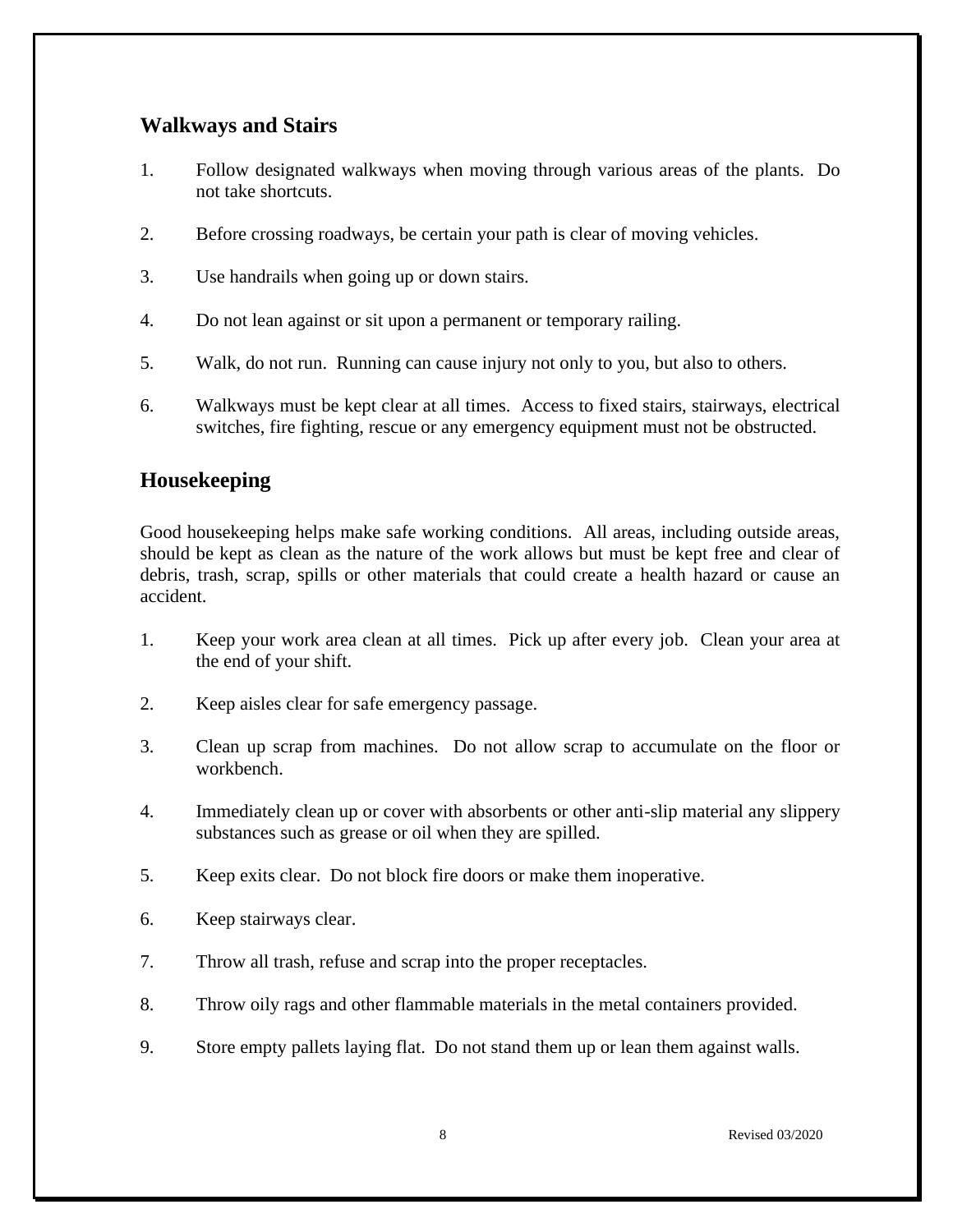## Walkways and Stairs

1. Follow designated walkways when moving through various areas of the plants. Do not take shortcuts.

2. Before crossing roadways, be certain your path is clear of moving vehicles.

3. Use handrails when going up or down stairs.

4. Do not lean against or sit upon a permanent or temporary railing.

5. Walk, do not run. Running can cause injury not only to you, but also to others.

6. Walkways must be kept clear at all times. Access to fixed stairs, stairways, electrical switches, fire fighting, rescue or any emergency equipment must not be obstructed.

## Housekeeping

Good housekeeping helps make safe working conditions. All areas, including outside areas, should be kept as clean as the nature of the work allows but must be kept free and clear of debris, trash, scrap, spills or other materials that could create a health hazard or cause an accident.

1. Keep your work area clean at all times. Pick up after every job. Clean your area at the end of your shift.

2. Keep aisles clear for safe emergency passage.

3. Clean up scrap from machines. Do not allow scrap to accumulate on the floor or workbench.

4. Immediately clean up or cover with absorbents or other anti-slip material any slippery substances such as grease or oil when they are spilled.

5. Keep exits clear. Do not block fire doors or make them inoperative.

6. Keep stairways clear.

7. Throw all trash, refuse and scrap into the proper receptacles.

8. Throw oily rags and other flammable materials in the metal containers provided.

9. Store empty pallets laying flat. Do not stand them up or lean them against walls.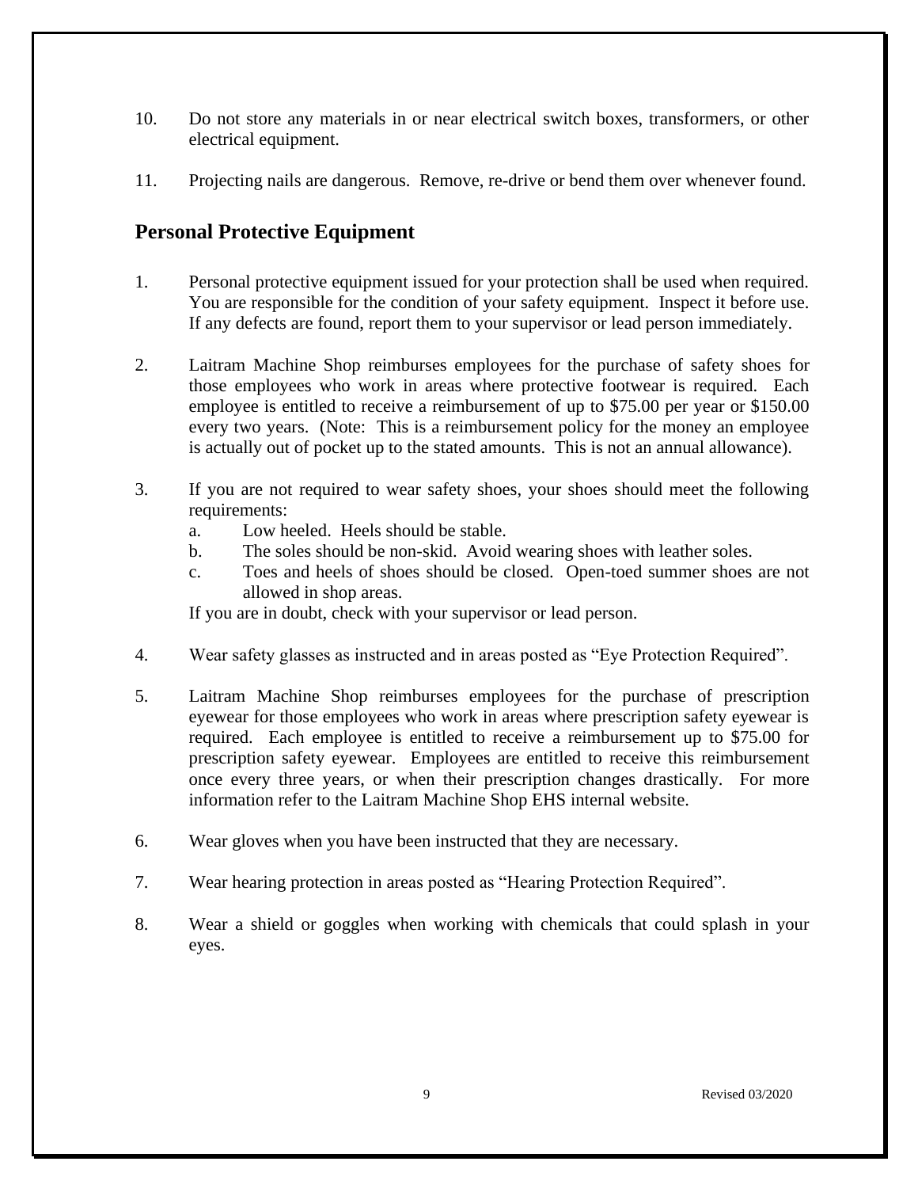10. Do not store any materials in or near electrical switch boxes, transformers, or other electrical equipment.

11. Projecting nails are dangerous. Remove, re-drive or bend them over whenever found.

## Personal Protective Equipment

1. Personal protective equipment issued for your protection shall be used when required. You are responsible for the condition of your safety equipment. Inspect it before use. If any defects are found, report them to your supervisor or lead person immediately.

2. Laitram Machine Shop reimburses employees for the purchase of safety shoes for those employees who work in areas where protective footwear is required. Each employee is entitled to receive a reimbursement of up to $75.00 per year or $150.00 every two years. (Note: This is a reimbursement policy for the money an employee is actually out of pocket up to the stated amounts. This is not an annual allowance).

3. If you are not required to wear safety shoes, your shoes should meet the following requirements:
   a. Low heeled. Heels should be stable.
   b. The soles should be non-skid. Avoid wearing shoes with leather soles.
   c. Toes and heels of shoes should be closed. Open-toed summer shoes are not allowed in shop areas.

   If you are in doubt, check with your supervisor or lead person.

4. Wear safety glasses as instructed and in areas posted as "Eye Protection Required".

5. Laitram Machine Shop reimburses employees for the purchase of prescription eyewear for those employees who work in areas where prescription safety eyewear is required. Each employee is entitled to receive a reimbursement up to $75.00 for prescription safety eyewear. Employees are entitled to receive this reimbursement once every three years, or when their prescription changes drastically. For more information refer to the Laitram Machine Shop EHS internal website.

6. Wear gloves when you have been instructed that they are necessary.

7. Wear hearing protection in areas posted as "Hearing Protection Required".

8. Wear a shield or goggles when working with chemicals that could splash in your eyes.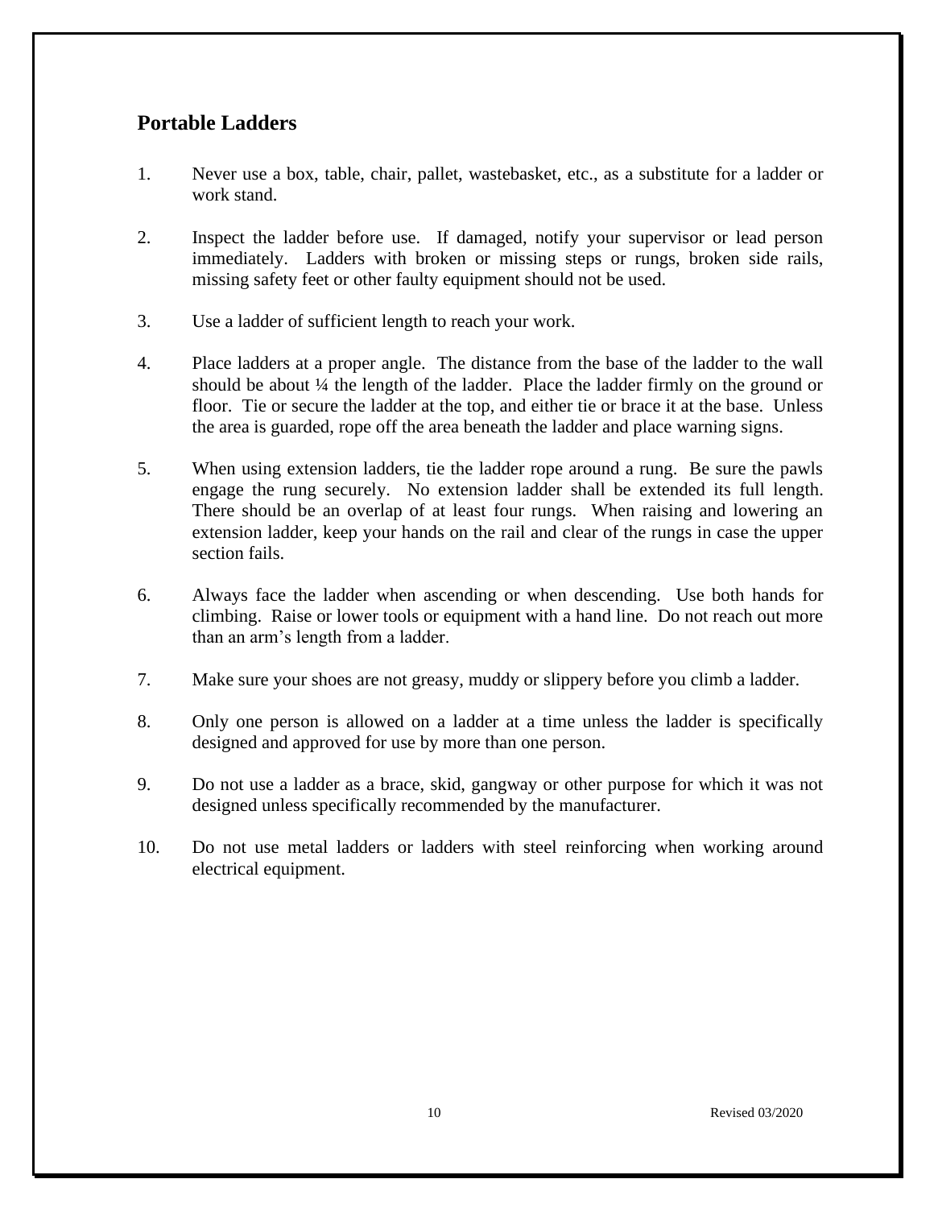## Portable Ladders

1. Never use a box, table, chair, pallet, wastebasket, etc., as a substitute for a ladder or work stand.

2. Inspect the ladder before use. If damaged, notify your supervisor or lead person immediately. Ladders with broken or missing steps or rungs, broken side rails, missing safety feet or other faulty equipment should not be used.

3. Use a ladder of sufficient length to reach your work.

4. Place ladders at a proper angle. The distance from the base of the ladder to the wall should be about ¼ the length of the ladder. Place the ladder firmly on the ground or floor. Tie or secure the ladder at the top, and either tie or brace it at the base. Unless the area is guarded, rope off the area beneath the ladder and place warning signs.

5. When using extension ladders, tie the ladder rope around a rung. Be sure the pawls engage the rung securely. No extension ladder shall be extended its full length. There should be an overlap of at least four rungs. When raising and lowering an extension ladder, keep your hands on the rail and clear of the rungs in case the upper section fails.

6. Always face the ladder when ascending or when descending. Use both hands for climbing. Raise or lower tools or equipment with a hand line. Do not reach out more than an arm's length from a ladder.

7. Make sure your shoes are not greasy, muddy or slippery before you climb a ladder.

8. Only one person is allowed on a ladder at a time unless the ladder is specifically designed and approved for use by more than one person.

9. Do not use a ladder as a brace, skid, gangway or other purpose for which it was not designed unless specifically recommended by the manufacturer.

10. Do not use metal ladders or ladders with steel reinforcing when working around electrical equipment.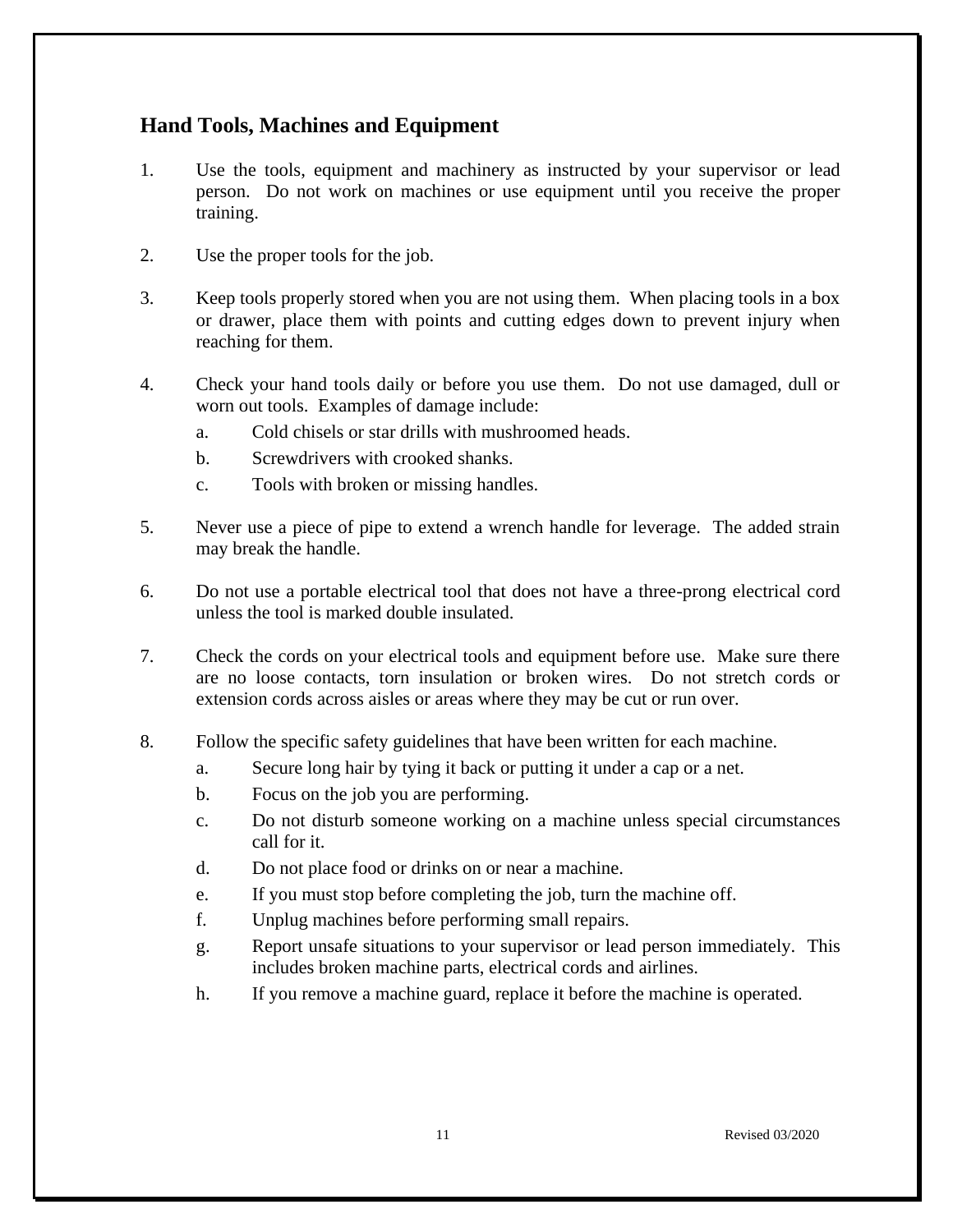## Hand Tools, Machines and Equipment

1. Use the tools, equipment and machinery as instructed by your supervisor or lead person. Do not work on machines or use equipment until you receive the proper training.

2. Use the proper tools for the job.

3. Keep tools properly stored when you are not using them. When placing tools in a box or drawer, place them with points and cutting edges down to prevent injury when reaching for them.

4. Check your hand tools daily or before you use them. Do not use damaged, dull or worn out tools. Examples of damage include:
   a. Cold chisels or star drills with mushroomed heads.
   b. Screwdrivers with crooked shanks.
   c. Tools with broken or missing handles.

5. Never use a piece of pipe to extend a wrench handle for leverage. The added strain may break the handle.

6. Do not use a portable electrical tool that does not have a three-prong electrical cord unless the tool is marked double insulated.

7. Check the cords on your electrical tools and equipment before use. Make sure there are no loose contacts, torn insulation or broken wires. Do not stretch cords or extension cords across aisles or areas where they may be cut or run over.

8. Follow the specific safety guidelines that have been written for each machine.
   a. Secure long hair by tying it back or putting it under a cap or a net.
   b. Focus on the job you are performing.
   c. Do not disturb someone working on a machine unless special circumstances call for it.
   d. Do not place food or drinks on or near a machine.
   e. If you must stop before completing the job, turn the machine off.
   f. Unplug machines before performing small repairs.
   g. Report unsafe situations to your supervisor or lead person immediately. This includes broken machine parts, electrical cords and airlines.
   h. If you remove a machine guard, replace it before the machine is operated.

Revised 03/2020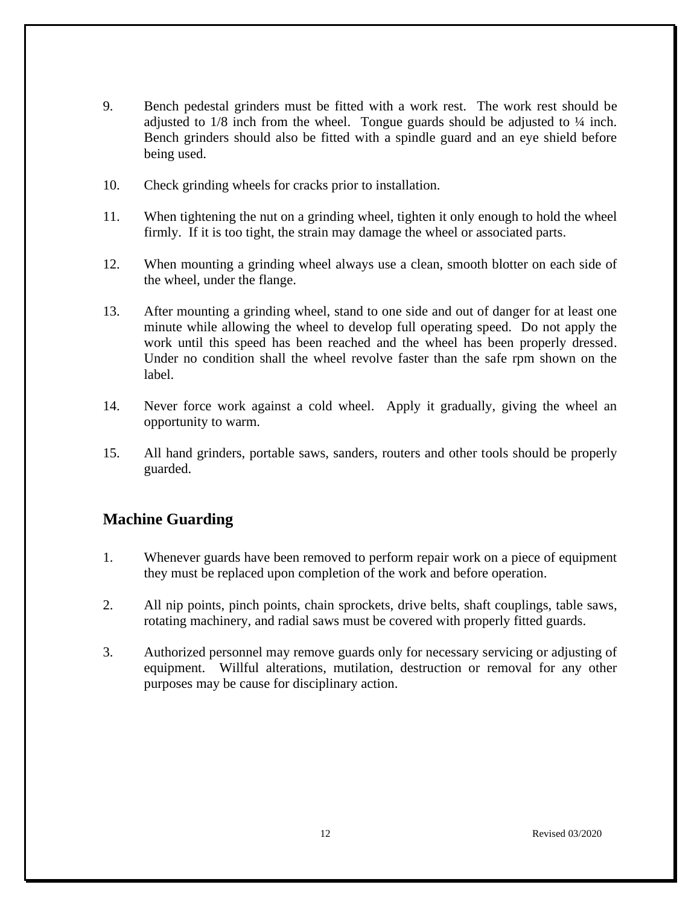9. Bench pedestal grinders must be fitted with a work rest. The work rest should be adjusted to 1/8 inch from the wheel. Tongue guards should be adjusted to ¼ inch. Bench grinders should also be fitted with a spindle guard and an eye shield before being used.

10. Check grinding wheels for cracks prior to installation.

11. When tightening the nut on a grinding wheel, tighten it only enough to hold the wheel firmly. If it is too tight, the strain may damage the wheel or associated parts.

12. When mounting a grinding wheel always use a clean, smooth blotter on each side of the wheel, under the flange.

13. After mounting a grinding wheel, stand to one side and out of danger for at least one minute while allowing the wheel to develop full operating speed. Do not apply the work until this speed has been reached and the wheel has been properly dressed. Under no condition shall the wheel revolve faster than the safe rpm shown on the label.

14. Never force work against a cold wheel. Apply it gradually, giving the wheel an opportunity to warm.

15. All hand grinders, portable saws, sanders, routers and other tools should be properly guarded.

## Machine Guarding

1. Whenever guards have been removed to perform repair work on a piece of equipment they must be replaced upon completion of the work and before operation.

2. All nip points, pinch points, chain sprockets, drive belts, shaft couplings, table saws, rotating machinery, and radial saws must be covered with properly fitted guards.

3. Authorized personnel may remove guards only for necessary servicing or adjusting of equipment. Willful alterations, mutilation, destruction or removal for any other purposes may be cause for disciplinary action.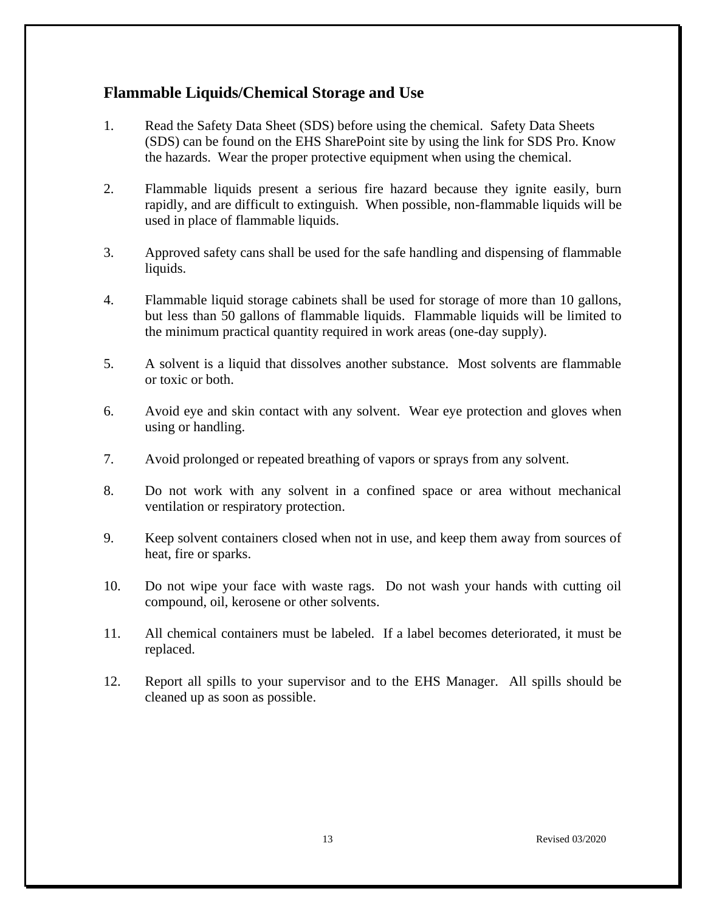## Flammable Liquids/Chemical Storage and Use

1. Read the Safety Data Sheet (SDS) before using the chemical. Safety Data Sheets (SDS) can be found on the EHS SharePoint site by using the link for SDS Pro. Know the hazards. Wear the proper protective equipment when using the chemical.

2. Flammable liquids present a serious fire hazard because they ignite easily, burn rapidly, and are difficult to extinguish. When possible, non-flammable liquids will be used in place of flammable liquids.

3. Approved safety cans shall be used for the safe handling and dispensing of flammable liquids.

4. Flammable liquid storage cabinets shall be used for storage of more than 10 gallons, but less than 50 gallons of flammable liquids. Flammable liquids will be limited to the minimum practical quantity required in work areas (one-day supply).

5. A solvent is a liquid that dissolves another substance. Most solvents are flammable or toxic or both.

6. Avoid eye and skin contact with any solvent. Wear eye protection and gloves when using or handling.

7. Avoid prolonged or repeated breathing of vapors or sprays from any solvent.

8. Do not work with any solvent in a confined space or area without mechanical ventilation or respiratory protection.

9. Keep solvent containers closed when not in use, and keep them away from sources of heat, fire or sparks.

10. Do not wipe your face with waste rags. Do not wash your hands with cutting oil compound, oil, kerosene or other solvents.

11. All chemical containers must be labeled. If a label becomes deteriorated, it must be replaced.

12. Report all spills to your supervisor and to the EHS Manager. All spills should be cleaned up as soon as possible.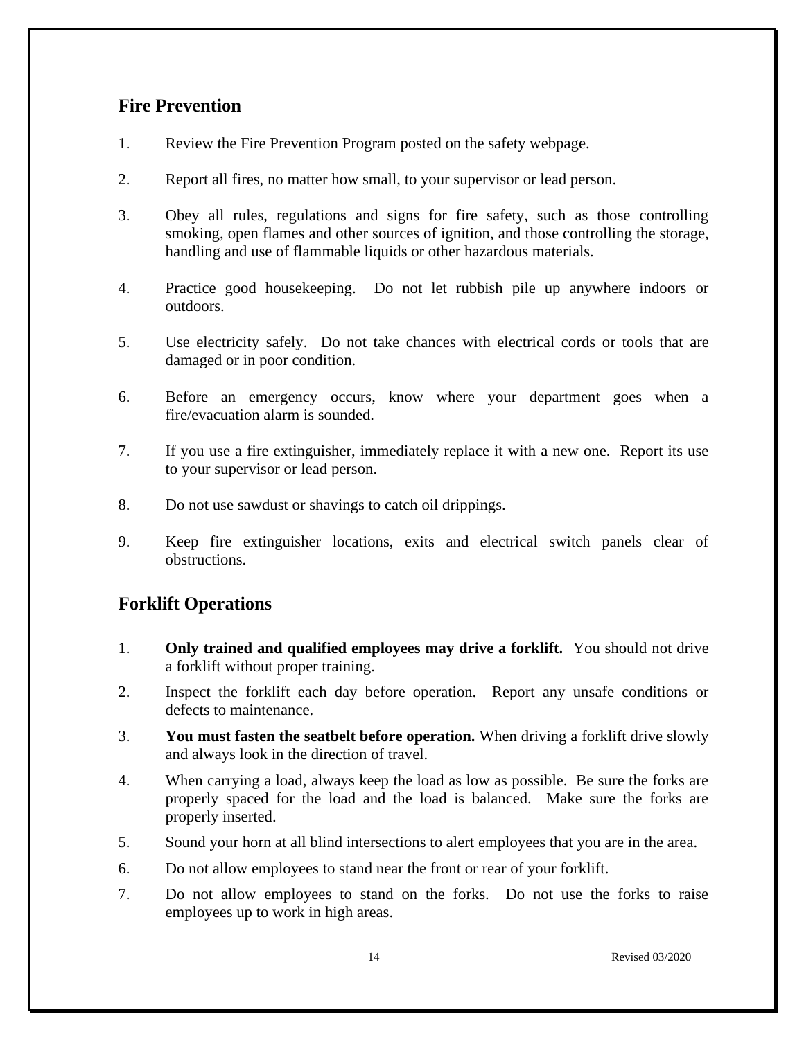## Fire Prevention

1. Review the Fire Prevention Program posted on the safety webpage.

2. Report all fires, no matter how small, to your supervisor or lead person.

3. Obey all rules, regulations and signs for fire safety, such as those controlling smoking, open flames and other sources of ignition, and those controlling the storage, handling and use of flammable liquids or other hazardous materials.

4. Practice good housekeeping. Do not let rubbish pile up anywhere indoors or outdoors.

5. Use electricity safely. Do not take chances with electrical cords or tools that are damaged or in poor condition.

6. Before an emergency occurs, know where your department goes when a fire/evacuation alarm is sounded.

7. If you use a fire extinguisher, immediately replace it with a new one. Report its use to your supervisor or lead person.

8. Do not use sawdust or shavings to catch oil drippings.

9. Keep fire extinguisher locations, exits and electrical switch panels clear of obstructions.

## Forklift Operations

1. **Only trained and qualified employees may drive a forklift.** You should not drive a forklift without proper training.
2. Inspect the forklift each day before operation. Report any unsafe conditions or defects to maintenance.
3. **You must fasten the seatbelt before operation.** When driving a forklift drive slowly and always look in the direction of travel.
4. When carrying a load, always keep the load as low as possible. Be sure the forks are properly spaced for the load and the load is balanced. Make sure the forks are properly inserted.
5. Sound your horn at all blind intersections to alert employees that you are in the area.
6. Do not allow employees to stand near the front or rear of your forklift.
7. Do not allow employees to stand on the forks. Do not use the forks to raise employees up to work in high areas.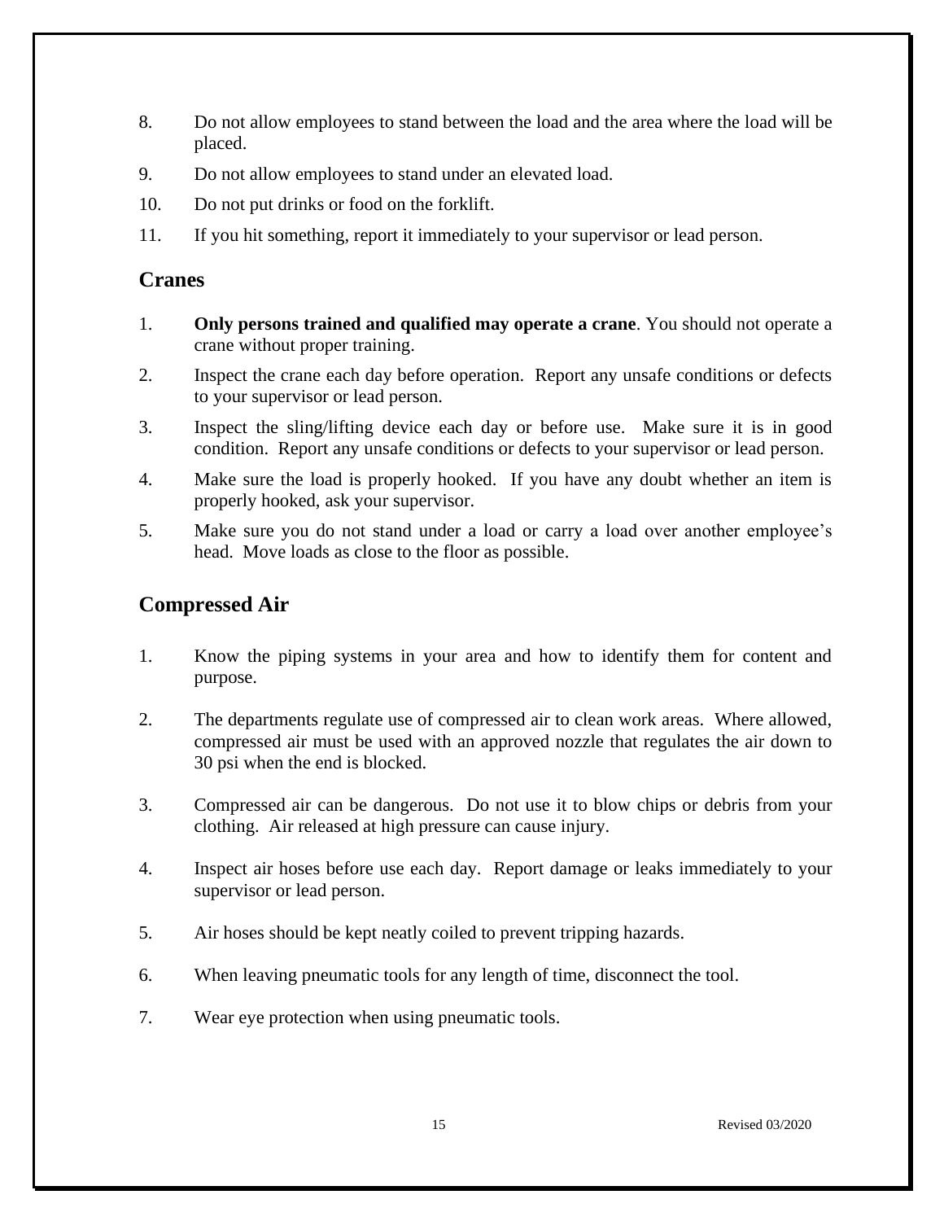8. Do not allow employees to stand between the load and the area where the load will be placed.
9. Do not allow employees to stand under an elevated load.
10. Do not put drinks or food on the forklift.
11. If you hit something, report it immediately to your supervisor or lead person.

## Cranes

1. **Only persons trained and qualified may operate a crane**. You should not operate a crane without proper training.
2. Inspect the crane each day before operation. Report any unsafe conditions or defects to your supervisor or lead person.
3. Inspect the sling/lifting device each day or before use. Make sure it is in good condition. Report any unsafe conditions or defects to your supervisor or lead person.
4. Make sure the load is properly hooked. If you have any doubt whether an item is properly hooked, ask your supervisor.
5. Make sure you do not stand under a load or carry a load over another employee's head. Move loads as close to the floor as possible.

## Compressed Air

1. Know the piping systems in your area and how to identify them for content and purpose.
2. The departments regulate use of compressed air to clean work areas. Where allowed, compressed air must be used with an approved nozzle that regulates the air down to 30 psi when the end is blocked.
3. Compressed air can be dangerous. Do not use it to blow chips or debris from your clothing. Air released at high pressure can cause injury.
4. Inspect air hoses before use each day. Report damage or leaks immediately to your supervisor or lead person.
5. Air hoses should be kept neatly coiled to prevent tripping hazards.
6. When leaving pneumatic tools for any length of time, disconnect the tool.
7. Wear eye protection when using pneumatic tools.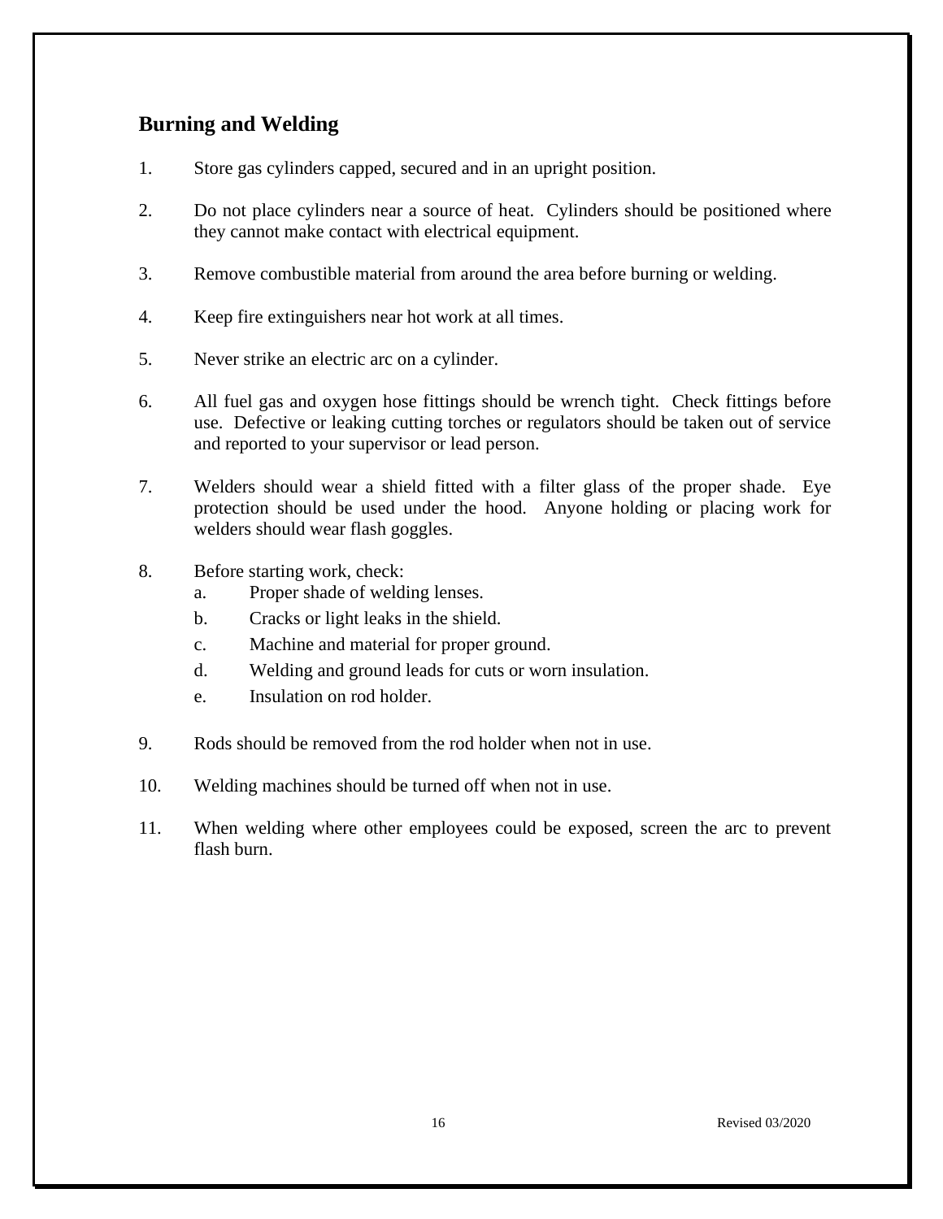## Burning and Welding

1. Store gas cylinders capped, secured and in an upright position.

2. Do not place cylinders near a source of heat. Cylinders should be positioned where they cannot make contact with electrical equipment.

3. Remove combustible material from around the area before burning or welding.

4. Keep fire extinguishers near hot work at all times.

5. Never strike an electric arc on a cylinder.

6. All fuel gas and oxygen hose fittings should be wrench tight. Check fittings before use. Defective or leaking cutting torches or regulators should be taken out of service and reported to your supervisor or lead person.

7. Welders should wear a shield fitted with a filter glass of the proper shade. Eye protection should be used under the hood. Anyone holding or placing work for welders should wear flash goggles.

8. Before starting work, check:
   a. Proper shade of welding lenses.
   b. Cracks or light leaks in the shield.
   c. Machine and material for proper ground.
   d. Welding and ground leads for cuts or worn insulation.
   e. Insulation on rod holder.

9. Rods should be removed from the rod holder when not in use.

10. Welding machines should be turned off when not in use.

11. When welding where other employees could be exposed, screen the arc to prevent flash burn.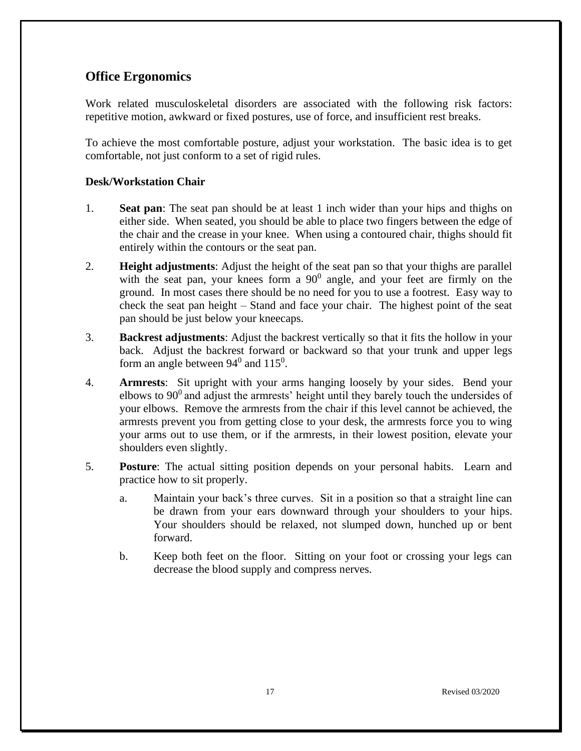## Office Ergonomics

Work related musculoskeletal disorders are associated with the following risk factors: repetitive motion, awkward or fixed postures, use of force, and insufficient rest breaks.

To achieve the most comfortable posture, adjust your workstation. The basic idea is to get comfortable, not just conform to a set of rigid rules.

### Desk/Workstation Chair

1. **Seat pan**: The seat pan should be at least 1 inch wider than your hips and thighs on either side. When seated, you should be able to place two fingers between the edge of the chair and the crease in your knee. When using a contoured chair, thighs should fit entirely within the contours or the seat pan.
2. **Height adjustments**: Adjust the height of the seat pan so that your thighs are parallel with the seat pan, your knees form a $90^0$ angle, and your feet are firmly on the ground. In most cases there should be no need for you to use a footrest. Easy way to check the seat pan height – Stand and face your chair. The highest point of the seat pan should be just below your kneecaps.
3. **Backrest adjustments**: Adjust the backrest vertically so that it fits the hollow in your back. Adjust the backrest forward or backward so that your trunk and upper legs form an angle between $94^0$ and $115^0$.
4. **Armrests**: Sit upright with your arms hanging loosely by your sides. Bend your elbows to $90^0$ and adjust the armrests' height until they barely touch the undersides of your elbows. Remove the armrests from the chair if this level cannot be achieved, the armrests prevent you from getting close to your desk, the armrests force you to wing your arms out to use them, or if the armrests, in their lowest position, elevate your shoulders even slightly.
5. **Posture**: The actual sitting position depends on your personal habits. Learn and practice how to sit properly.
    a. Maintain your back's three curves. Sit in a position so that a straight line can be drawn from your ears downward through your shoulders to your hips. Your shoulders should be relaxed, not slumped down, hunched up or bent forward.
    b. Keep both feet on the floor. Sitting on your foot or crossing your legs can decrease the blood supply and compress nerves.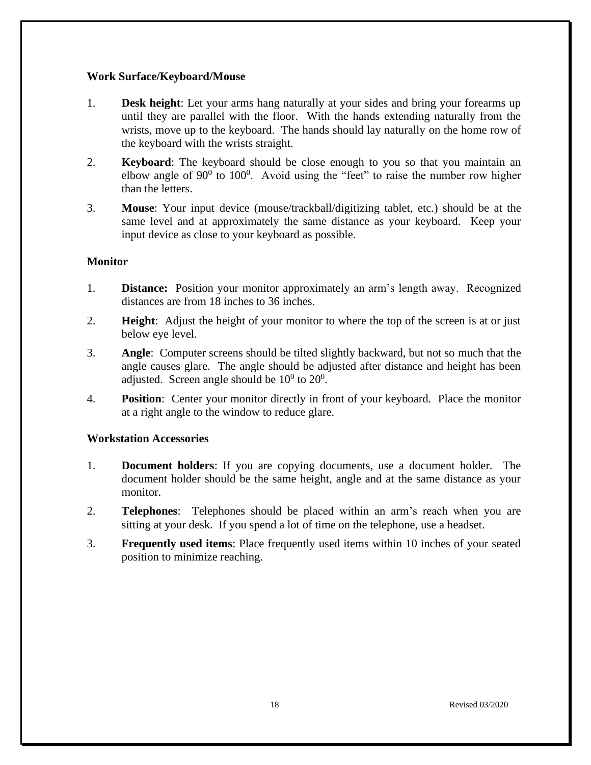**Work Surface/Keyboard/Mouse**

1. **Desk height**: Let your arms hang naturally at your sides and bring your forearms up until they are parallel with the floor. With the hands extending naturally from the wrists, move up to the keyboard. The hands should lay naturally on the home row of the keyboard with the wrists straight.
2. **Keyboard**: The keyboard should be close enough to you so that you maintain an elbow angle of $90^0$ to $100^0$. Avoid using the "feet" to raise the number row higher than the letters.
3. **Mouse**: Your input device (mouse/trackball/digitizing tablet, etc.) should be at the same level and at approximately the same distance as your keyboard. Keep your input device as close to your keyboard as possible.

**Monitor**

1. **Distance:** Position your monitor approximately an arm's length away. Recognized distances are from 18 inches to 36 inches.
2. **Height**: Adjust the height of your monitor to where the top of the screen is at or just below eye level.
3. **Angle**: Computer screens should be tilted slightly backward, but not so much that the angle causes glare. The angle should be adjusted after distance and height has been adjusted. Screen angle should be $10^0$ to $20^0$.
4. **Position**: Center your monitor directly in front of your keyboard. Place the monitor at a right angle to the window to reduce glare.

**Workstation Accessories**

1. **Document holders**: If you are copying documents, use a document holder. The document holder should be the same height, angle and at the same distance as your monitor.
2. **Telephones**: Telephones should be placed within an arm's reach when you are sitting at your desk. If you spend a lot of time on the telephone, use a headset.
3. **Frequently used items**: Place frequently used items within 10 inches of your seated position to minimize reaching.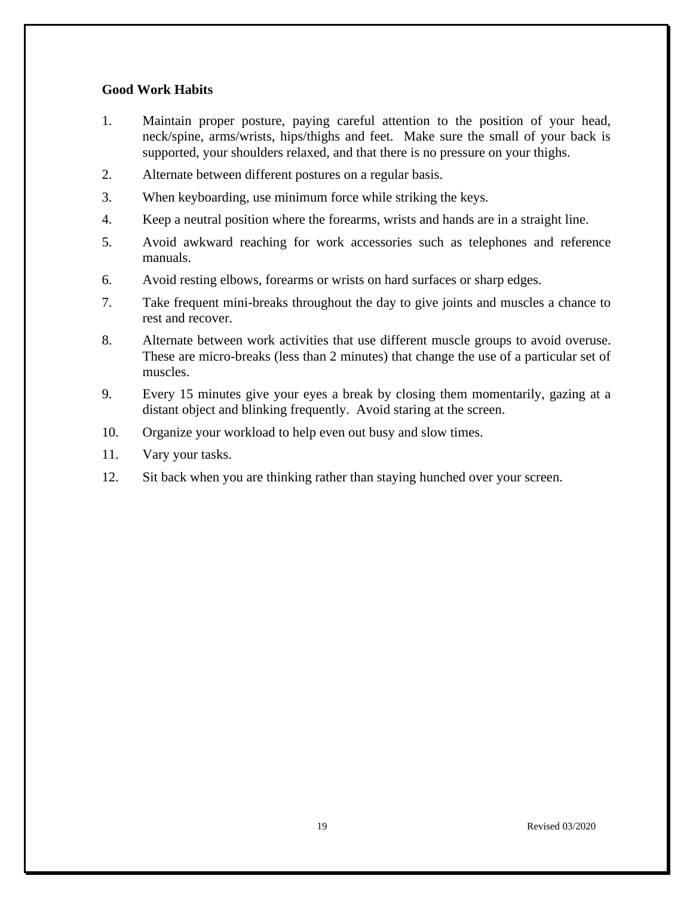**Good Work Habits**

1. Maintain proper posture, paying careful attention to the position of your head, neck/spine, arms/wrists, hips/thighs and feet. Make sure the small of your back is supported, your shoulders relaxed, and that there is no pressure on your thighs.
2. Alternate between different postures on a regular basis.
3. When keyboarding, use minimum force while striking the keys.
4. Keep a neutral position where the forearms, wrists and hands are in a straight line.
5. Avoid awkward reaching for work accessories such as telephones and reference manuals.
6. Avoid resting elbows, forearms or wrists on hard surfaces or sharp edges.
7. Take frequent mini-breaks throughout the day to give joints and muscles a chance to rest and recover.
8. Alternate between work activities that use different muscle groups to avoid overuse. These are micro-breaks (less than 2 minutes) that change the use of a particular set of muscles.
9. Every 15 minutes give your eyes a break by closing them momentarily, gazing at a distant object and blinking frequently. Avoid staring at the screen.
10. Organize your workload to help even out busy and slow times.
11. Vary your tasks.
12. Sit back when you are thinking rather than staying hunched over your screen.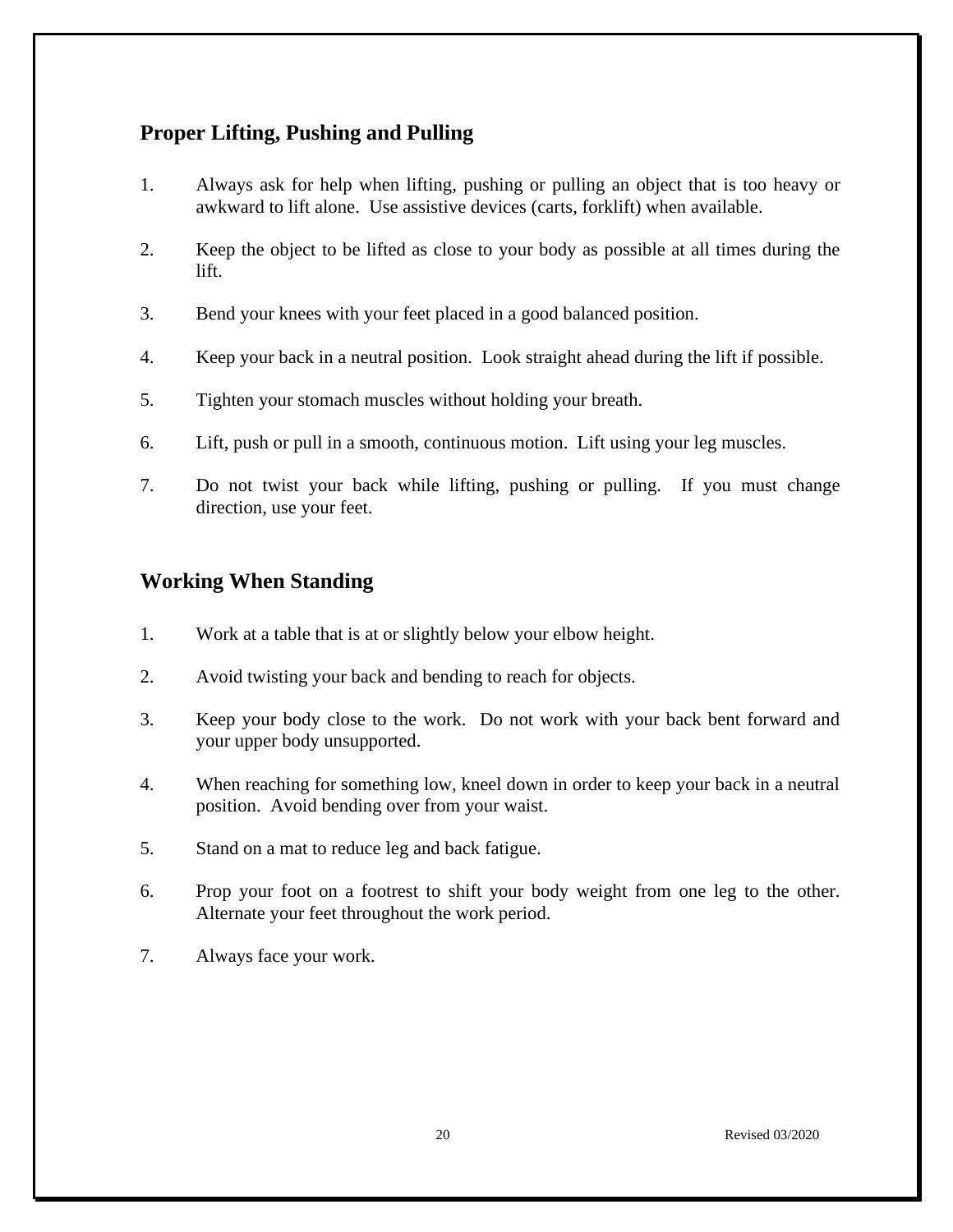## Proper Lifting, Pushing and Pulling

1. Always ask for help when lifting, pushing or pulling an object that is too heavy or awkward to lift alone. Use assistive devices (carts, forklift) when available.

2. Keep the object to be lifted as close to your body as possible at all times during the lift.

3. Bend your knees with your feet placed in a good balanced position.

4. Keep your back in a neutral position. Look straight ahead during the lift if possible.

5. Tighten your stomach muscles without holding your breath.

6. Lift, push or pull in a smooth, continuous motion. Lift using your leg muscles.

7. Do not twist your back while lifting, pushing or pulling. If you must change direction, use your feet.

## Working When Standing

1. Work at a table that is at or slightly below your elbow height.

2. Avoid twisting your back and bending to reach for objects.

3. Keep your body close to the work. Do not work with your back bent forward and your upper body unsupported.

4. When reaching for something low, kneel down in order to keep your back in a neutral position. Avoid bending over from your waist.

5. Stand on a mat to reduce leg and back fatigue.

6. Prop your foot on a footrest to shift your body weight from one leg to the other. Alternate your feet throughout the work period.

7. Always face your work.

Revised 03/2020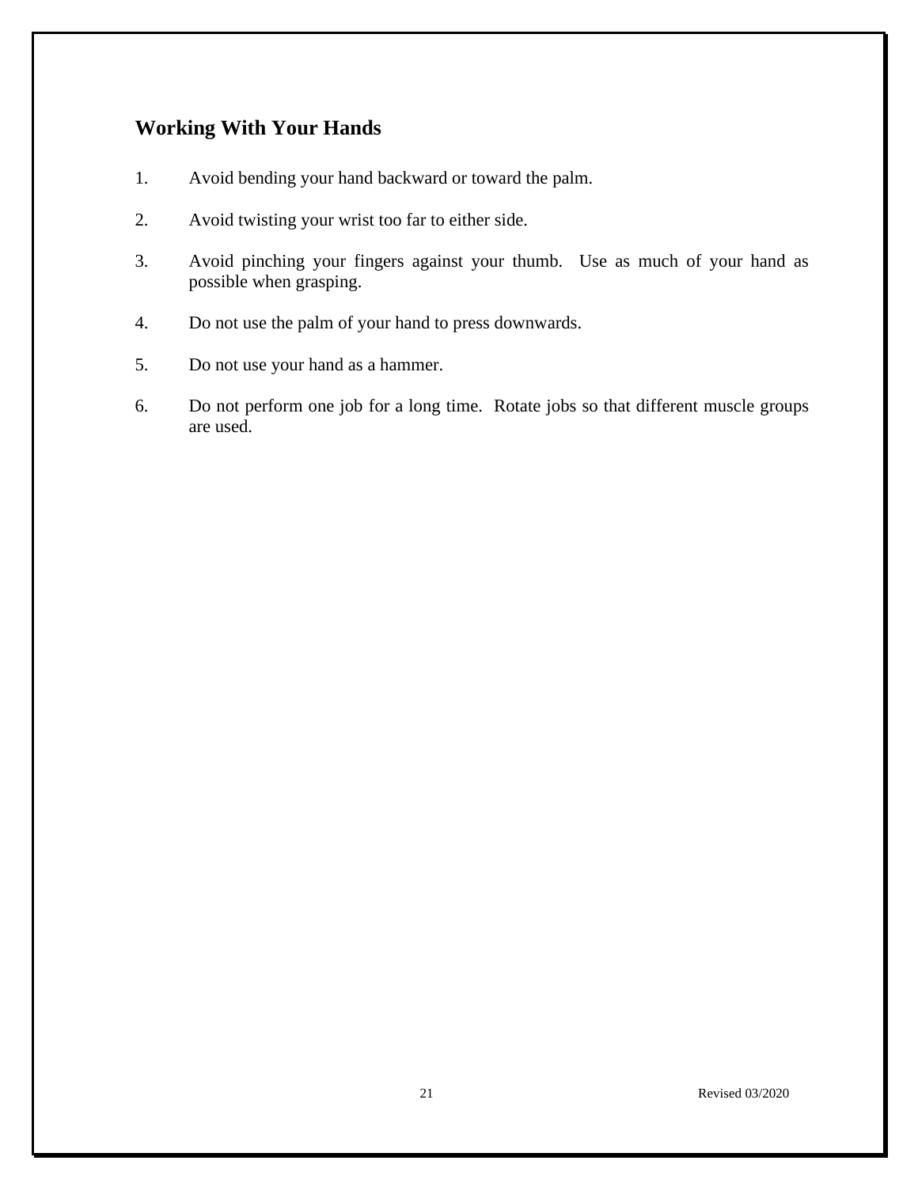## Working With Your Hands

1. Avoid bending your hand backward or toward the palm.

2. Avoid twisting your wrist too far to either side.

3. Avoid pinching your fingers against your thumb. Use as much of your hand as possible when grasping.

4. Do not use the palm of your hand to press downwards.

5. Do not use your hand as a hammer.

6. Do not perform one job for a long time. Rotate jobs so that different muscle groups are used.